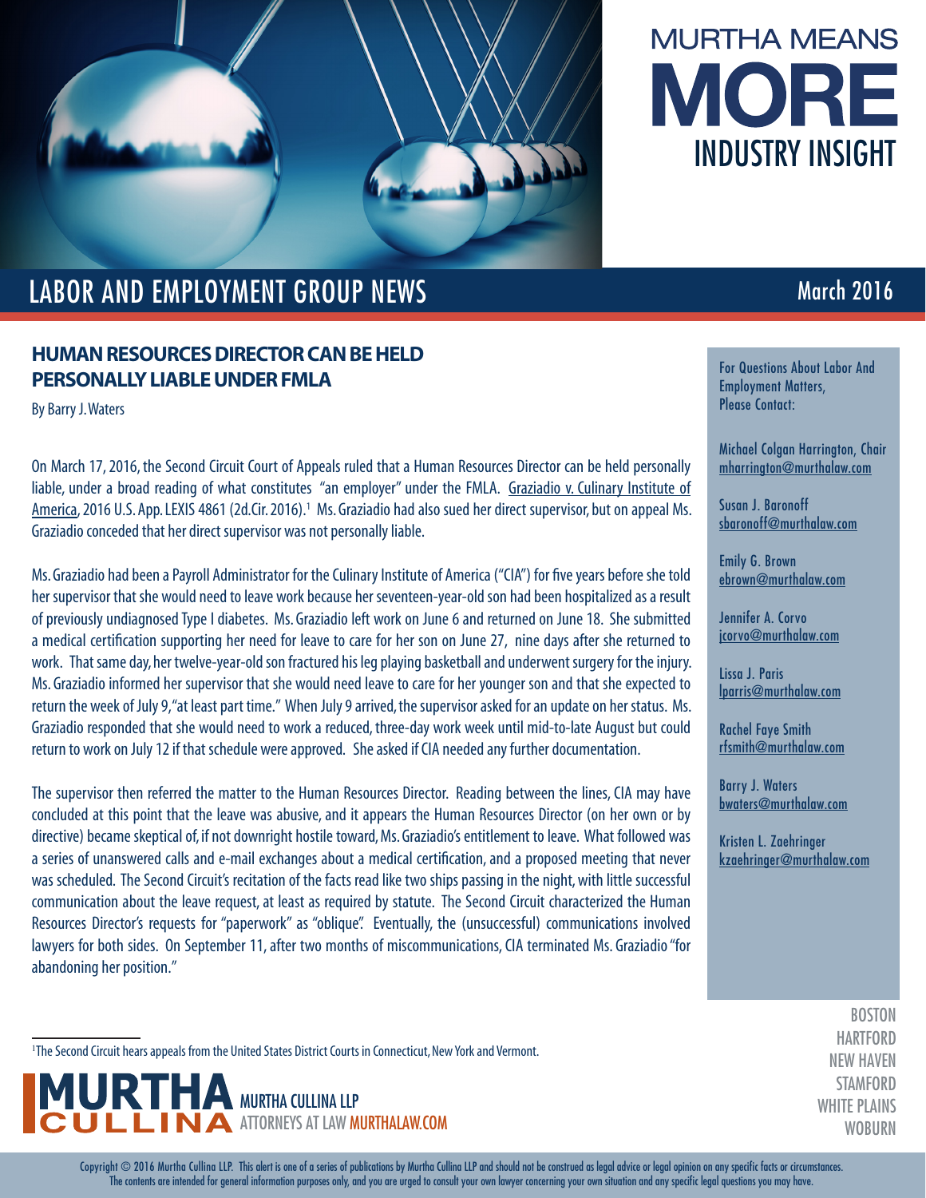# MURTHA MEANS MORE

## INDUSTRY INSIGHT

## LABOR AND EMPLOYMENT GROUP NEWS

March 2016

### HUMAN RESOURCES DIRECTOR CAN BE HELD PERSONALLY LIABLE UNDER FMLA

By Barry J. Waters

On March 17, 2016, the Second Circuit Court of Appeals ruled that a Human Resources Director can be held personally liable, under a broad reading of what constitutes "an employer" under the FMLA. Graziadio v. Culinary Institute of America, 2016 U.S. App. LEXIS 4861 (2d.Cir. 2016).[1] Ms. Graziadio had also sued her direct supervisor, but on appeal Ms. Graziadio conceded that her direct supervisor was not personally liable.

Ms. Graziadio had been a Payroll Administrator for the Culinary Institute of America ("CIA") for five years before she told her supervisor that she would need to leave work because her seventeen-year-old son had been hospitalized as a result of previously undiagnosed Type I diabetes. Ms. Graziadio left work on June 6 and returned on June 18. She submitted a medical certification supporting her need for leave to care for her son on June 27, nine days after she returned to work. That same day, her twelve-year-old son fractured his leg playing basketball and underwent surgery for the injury. Ms. Graziadio informed her supervisor that she would need leave to care for her younger son and that she expected to return the week of July 9, "at least part time." When July 9 arrived, the supervisor asked for an update on her status. Ms. Graziadio responded that she would need to work a reduced, three-day work week until mid-to-late August but could return to work on July 12 if that schedule were approved. She asked if CIA needed any further documentation.

The supervisor then referred the matter to the Human Resources Director. Reading between the lines, CIA may have concluded at this point that the leave was abusive, and it appears the Human Resources Director (on her own or by directive) became skeptical of, if not downright hostile toward, Ms. Graziadio's entitlement to leave. What followed was a series of unanswered calls and e-mail exchanges about a medical certification, and a proposed meeting that never was scheduled. The Second Circuit's recitation of the facts read like two ships passing in the night, with little successful communication about the leave request, at least as required by statute. The Second Circuit characterized the Human Resources Director's requests for "paperwork" as "oblique". Eventually, the (unsuccessful) communications involved lawyers for both sides. On September 11, after two months of miscommunications, CIA terminated Ms. Graziadio "for abandoning her position."

[1]The Second Circuit hears appeals from the United States District Courts in Connecticut, New York and Vermont.

For Questions About Labor And Employment Matters, Please Contact:

Michael Colgan Harrington, Chair
mharrington@murthalaw.com

Susan J. Baronoff
sbaronoff@murthalaw.com

Emily G. Brown
ebrown@murthalaw.com

Jennifer A. Corvo
jcorvo@murthalaw.com

Lissa J. Paris
lparris@murthalaw.com

Rachel Faye Smith
rfsmith@murthalaw.com

Barry J. Waters
bwaters@murthalaw.com

Kristen L. Zaehringer
kzaehringer@murthalaw.com

BOSTON
HARTFORD
NEW HAVEN
STAMFORD
WHITE PLAINS
WOBURN

MURTHA CULLINA LLP
ATTORNEYS AT LAW MURTHALAW.COM

Copyright © 2016 Murtha Cullina LLP. This alert is one of a series of publications by Murtha Cullina LLP and should not be construed as legal advice or legal opinion on any specific facts or circumstances. The contents are intended for general information purposes only, and you are urged to consult your own lawyer concerning your own situation and any specific legal questions you may have.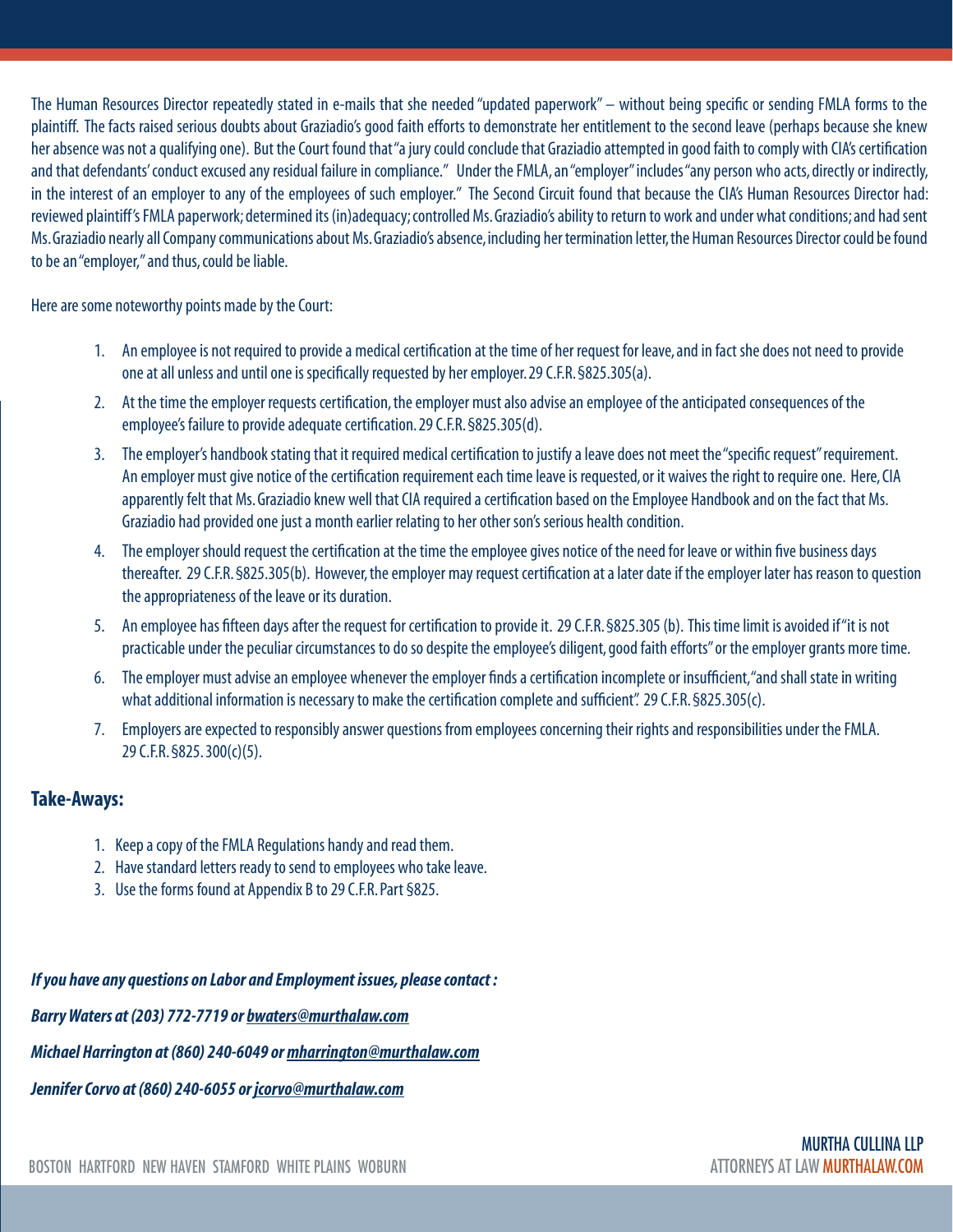The Human Resources Director repeatedly stated in e-mails that she needed "updated paperwork" – without being specific or sending FMLA forms to the plaintiff. The facts raised serious doubts about Graziadio's good faith efforts to demonstrate her entitlement to the second leave (perhaps because she knew her absence was not a qualifying one). But the Court found that "a jury could conclude that Graziadio attempted in good faith to comply with CIA's certification and that defendants' conduct excused any residual failure in compliance." Under the FMLA, an "employer" includes "any person who acts, directly or indirectly, in the interest of an employer to any of the employees of such employer." The Second Circuit found that because the CIA's Human Resources Director had: reviewed plaintiff's FMLA paperwork; determined its (in)adequacy; controlled Ms. Graziadio's ability to return to work and under what conditions; and had sent Ms. Graziadio nearly all Company communications about Ms. Graziadio's absence, including her termination letter, the Human Resources Director could be found to be an "employer," and thus, could be liable.

Here are some noteworthy points made by the Court:

1. An employee is not required to provide a medical certification at the time of her request for leave, and in fact she does not need to provide one at all unless and until one is specifically requested by her employer. 29 C.F.R. §825.305(a).
2. At the time the employer requests certification, the employer must also advise an employee of the anticipated consequences of the employee's failure to provide adequate certification. 29 C.F.R. §825.305(d).
3. The employer's handbook stating that it required medical certification to justify a leave does not meet the "specific request" requirement. An employer must give notice of the certification requirement each time leave is requested, or it waives the right to require one. Here, CIA apparently felt that Ms. Graziadio knew well that CIA required a certification based on the Employee Handbook and on the fact that Ms. Graziadio had provided one just a month earlier relating to her other son's serious health condition.
4. The employer should request the certification at the time the employee gives notice of the need for leave or within five business days thereafter. 29 C.F.R. §825.305(b). However, the employer may request certification at a later date if the employer later has reason to question the appropriateness of the leave or its duration.
5. An employee has fifteen days after the request for certification to provide it. 29 C.F.R. §825.305 (b). This time limit is avoided if "it is not practicable under the peculiar circumstances to do so despite the employee's diligent, good faith efforts" or the employer grants more time.
6. The employer must advise an employee whenever the employer finds a certification incomplete or insufficient, "and shall state in writing what additional information is necessary to make the certification complete and sufficient". 29 C.F.R. §825.305(c).
7. Employers are expected to responsibly answer questions from employees concerning their rights and responsibilities under the FMLA. 29 C.F.R. §825. 300(c)(5).

## Take-Aways:

1. Keep a copy of the FMLA Regulations handy and read them.
2. Have standard letters ready to send to employees who take leave.
3. Use the forms found at Appendix B to 29 C.F.R. Part §825.

***If you have any questions on Labor and Employment issues, please contact :***

***Barry Waters at (203) 772-7719 or bwaters@murthalaw.com***

***Michael Harrington at (860) 240-6049 or mharrington@murthalaw.com***

***Jennifer Corvo at (860) 240-6055 or jcorvo@murthalaw.com***

BOSTON HARTFORD NEW HAVEN STAMFORD WHITE PLAINS WOBURN

MURTHA CULLINA LLP
ATTORNEYS AT LAW MURTHALAW.COM